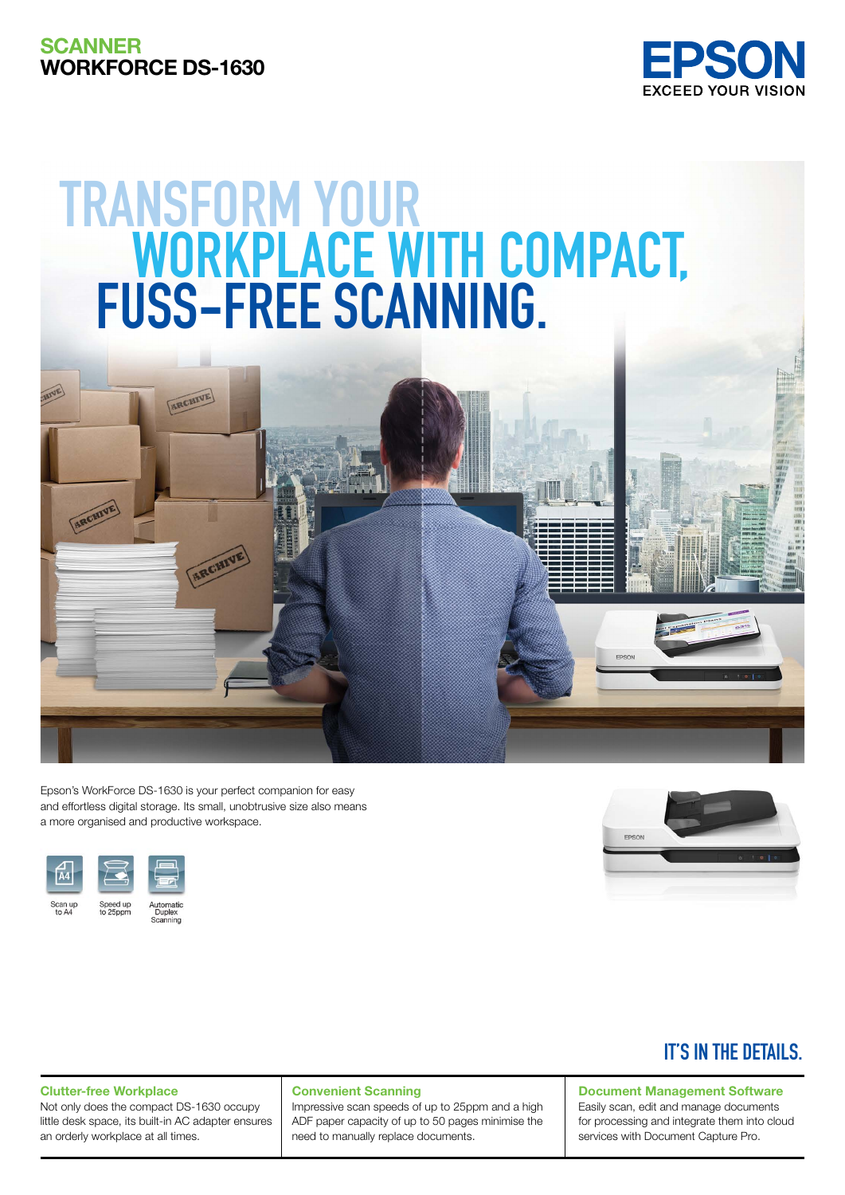**SCANNER**
**WORKFORCE DS-1630**

EPSON
EXCEED YOUR VISION

# TRANSFORM YOUR WORKPLACE WITH COMPACT, FUSS-FREE SCANNING.

Epson's WorkForce DS-1630 is your perfect companion for easy and effortless digital storage. Its small, unobtrusive size also means a more organised and productive workspace.

- Scan up to A4
- Speed up to 25ppm
- Automatic Duplex Scanning

## IT'S IN THE DETAILS.

### Clutter-free Workplace

Not only does the compact DS-1630 occupy little desk space, its built-in AC adapter ensures an orderly workplace at all times.

### Convenient Scanning

Impressive scan speeds of up to 25ppm and a high ADF paper capacity of up to 50 pages minimise the need to manually replace documents.

### Document Management Software

Easily scan, edit and manage documents for processing and integrate them into cloud services with Document Capture Pro.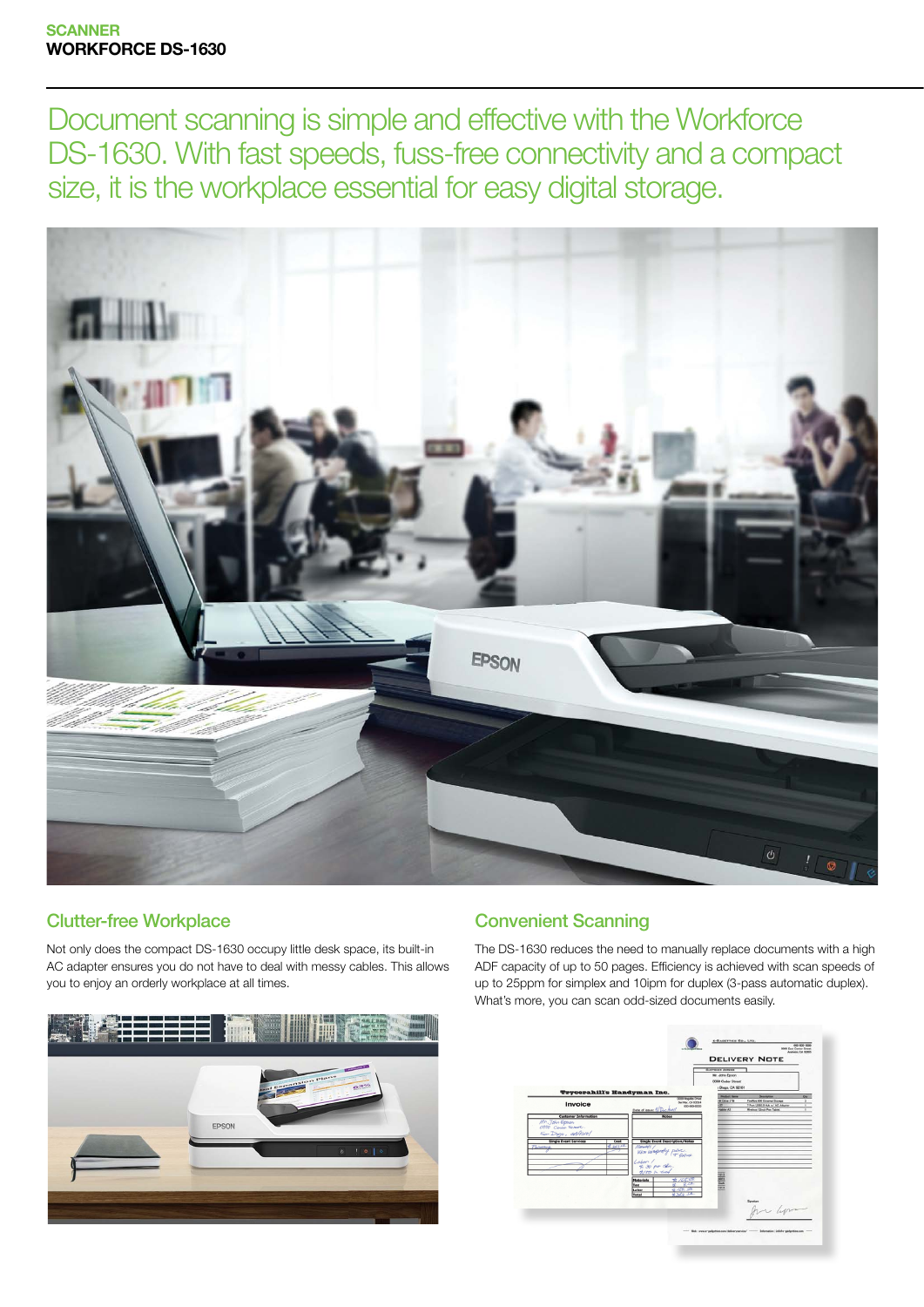SCANNER
**WORKFORCE DS-1630**

# Document scanning is simple and effective with the Workforce DS-1630. With fast speeds, fuss-free connectivity and a compact size, it is the workplace essential for easy digital storage.

## Clutter-free Workplace

Not only does the compact DS-1630 occupy little desk space, its built-in AC adapter ensures you do not have to deal with messy cables. This allows you to enjoy an orderly workplace at all times.

## Convenient Scanning

The DS-1630 reduces the need to manually replace documents with a high ADF capacity of up to 50 pages. Efficiency is achieved with scan speeds of up to 25ppm for simplex and 10ipm for duplex (3-pass automatic duplex). What's more, you can scan odd-sized documents easily.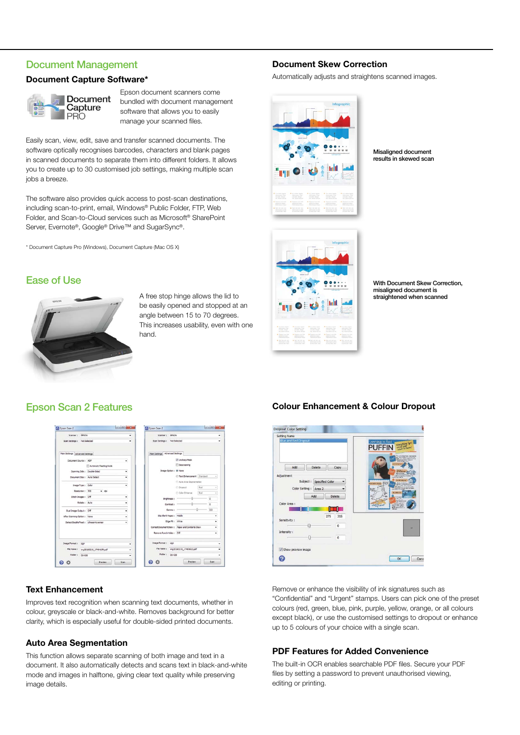## Document Management

### Document Capture Software*

Epson document scanners come bundled with document management software that allows you to easily manage your scanned files.

Easily scan, view, edit, save and transfer scanned documents. The software optically recognises barcodes, characters and blank pages in scanned documents to separate them into different folders. It allows you to create up to 30 customised job settings, making multiple scan jobs a breeze.

The software also provides quick access to post-scan destinations, including scan-to-print, email, Windows® Public Folder, FTP, Web Folder, and Scan-to-Cloud services such as Microsoft® SharePoint Server, Evernote®, Google® Drive™ and SugarSync®.

* Document Capture Pro (Windows), Document Capture (Mac OS X)

## Ease of Use

A free stop hinge allows the lid to be easily opened and stopped at an angle between 15 to 70 degrees. This increases usability, even with one hand.

### Document Skew Correction

Automatically adjusts and straightens scanned images.

Misaligned document results in skewed scan

With Document Skew Correction, misaligned document is straightened when scanned

## Epson Scan 2 Features

### Text Enhancement

Improves text recognition when scanning text documents, whether in colour, greyscale or black-and-white. Removes background for better clarity, which is especially useful for double-sided printed documents.

### Auto Area Segmentation

This function allows separate scanning of both image and text in a document. It also automatically detects and scans text in black-and-white mode and images in halftone, giving clear text quality while preserving image details.

### Colour Enhancement & Colour Dropout

Remove or enhance the visibility of ink signatures such as "Confidential" and "Urgent" stamps. Users can pick one of the preset colours (red, green, blue, pink, purple, yellow, orange, or all colours except black), or use the customised settings to dropout or enhance up to 5 colours of your choice with a single scan.

### PDF Features for Added Convenience

The built-in OCR enables searchable PDF files. Secure your PDF files by setting a password to prevent unauthorised viewing, editing or printing.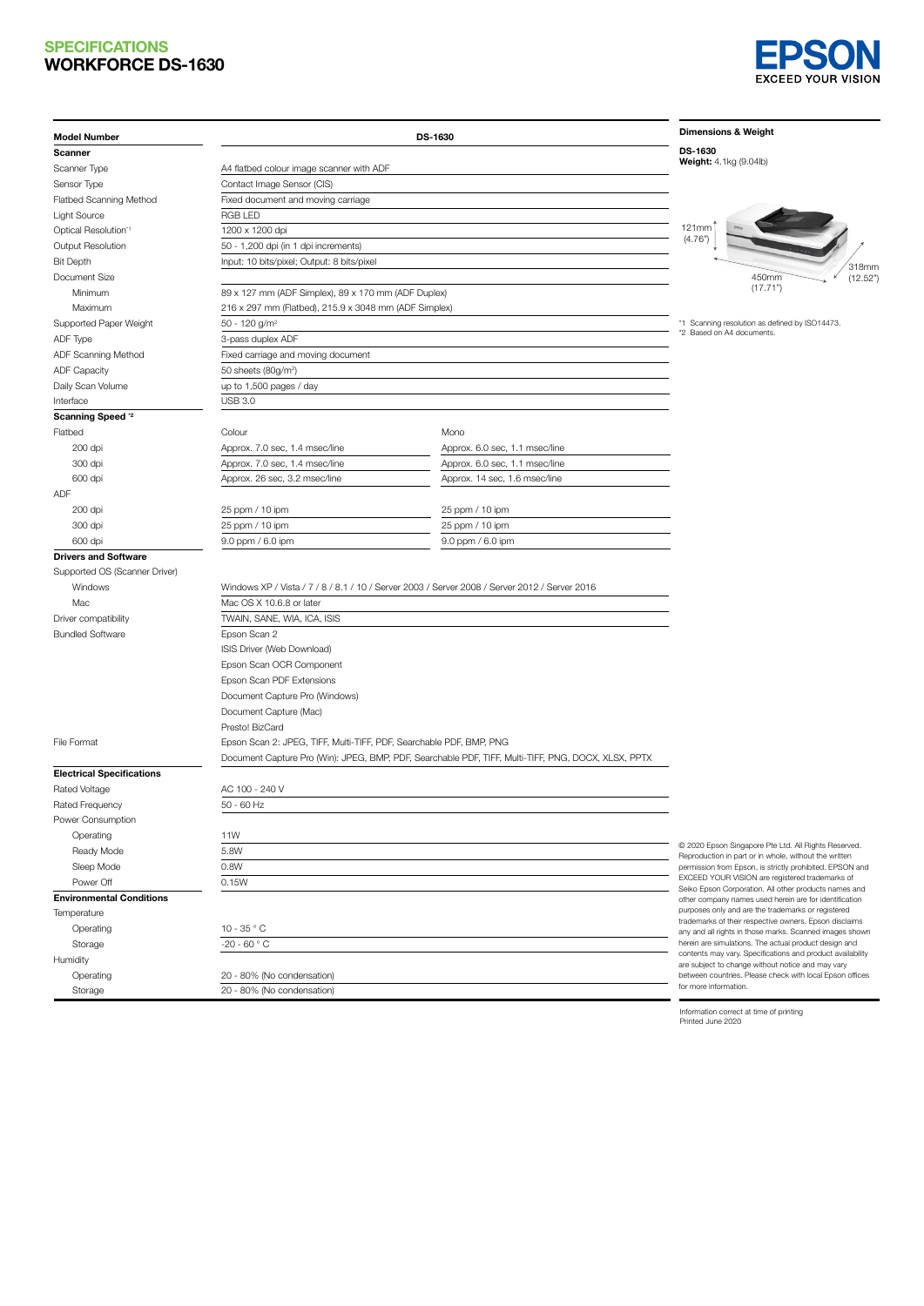**SPECIFICATIONS**
# WORKFORCE DS-1630

EPSON
EXCEED YOUR VISION

| Model Number | DS-1630 | |
|---|---|---|
| **Scanner** | | |
| Scanner Type | A4 flatbed colour image scanner with ADF | |
| Sensor Type | Contact Image Sensor (CIS) | |
| Flatbed Scanning Method | Fixed document and moving carriage | |
| Light Source | RGB LED | |
| Optical Resolution*1 | 1200 x 1200 dpi | |
| Output Resolution | 50 - 1,200 dpi (in 1 dpi increments) | |
| Bit Depth | Input: 10 bits/pixel; Output: 8 bits/pixel | |
| Document Size | | |
| Minimum | 89 x 127 mm (ADF Simplex), 89 x 170 mm (ADF Duplex) | |
| Maximum | 216 x 297 mm (Flatbed), 215.9 x 3048 mm (ADF Simplex) | |
| Supported Paper Weight | 50 - 120 g/m² | |
| ADF Type | 3-pass duplex ADF | |
| ADF Scanning Method | Fixed carriage and moving document | |
| ADF Capacity | 50 sheets (80g/m²) | |
| Daily Scan Volume | up to 1,500 pages / day | |
| Interface | USB 3.0 | |
| **Scanning Speed *2** | | |
| Flatbed | Colour | Mono |
| 200 dpi | Approx. 7.0 sec, 1.4 msec/line | Approx. 6.0 sec, 1.1 msec/line |
| 300 dpi | Approx. 7.0 sec, 1.4 msec/line | Approx. 6.0 sec, 1.1 msec/line |
| 600 dpi | Approx. 26 sec, 3.2 msec/line | Approx. 14 sec, 1.6 msec/line |
| ADF | | |
| 200 dpi | 25 ppm / 10 ipm | 25 ppm / 10 ipm |
| 300 dpi | 25 ppm / 10 ipm | 25 ppm / 10 ipm |
| 600 dpi | 9.0 ppm / 6.0 ipm | 9.0 ppm / 6.0 ipm |
| **Drivers and Software** | | |
| Supported OS (Scanner Driver) | | |
| Windows | Windows XP / Vista / 7 / 8 / 8.1 / 10 / Server 2003 / Server 2008 / Server 2012 / Server 2016 | |
| Mac | Mac OS X 10.6.8 or later | |
| Driver compatibility | TWAIN, SANE, WIA, ICA, ISIS | |
| Bundled Software | Epson Scan 2 | |
| | ISIS Driver (Web Download) | |
| | Epson Scan OCR Component | |
| | Epson Scan PDF Extensions | |
| | Document Capture Pro (Windows) | |
| | Document Capture (Mac) | |
| | Presto! BizCard | |
| File Format | Epson Scan 2: JPEG, TIFF, Multi-TIFF, PDF, Searchable PDF, BMP, PNG | |
| | Document Capture Pro (Win): JPEG, BMP, PDF, Searchable PDF, TIFF, Multi-TIFF, PNG, DOCX, XLSX, PPTX | |
| **Electrical Specifications** | | |
| Rated Voltage | AC 100 - 240 V | |
| Rated Frequency | 50 - 60 Hz | |
| Power Consumption | | |
| Operating | 11W | |
| Ready Mode | 5.8W | |
| Sleep Mode | 0.8W | |
| Power Off | 0.15W | |
| **Environmental Conditions** | | |
| Temperature | | |
| Operating | 10 - 35 ° C | |
| Storage | -20 - 60 ° C | |
| Humidity | | |
| Operating | 20 - 80% (No condensation) | |
| Storage | 20 - 80% (No condensation) | |

**Dimensions & Weight**

**DS-1630**
**Weight:** 4.1kg (9.04lb)

121mm (4.76")
450mm (17.71")
318mm (12.52")

*1 Scanning resolution as defined by ISO14473.
*2 Based on A4 documents.

© 2020 Epson Singapore Pte Ltd. All Rights Reserved. Reproduction in part or in whole, without the written permission from Epson, is strictly prohibited. EPSON and EXCEED YOUR VISION are registered trademarks of Seiko Epson Corporation. All other products names and other company names used herein are for identification purposes only and are the trademarks or registered trademarks of their respective owners. Epson disclaims any and all rights in those marks. Scanned images shown herein are simulations. The actual product design and contents may vary. Specifications and product availability are subject to change without notice and may vary between countries. Please check with local Epson offices for more information.

Information correct at time of printing
Printed June 2020